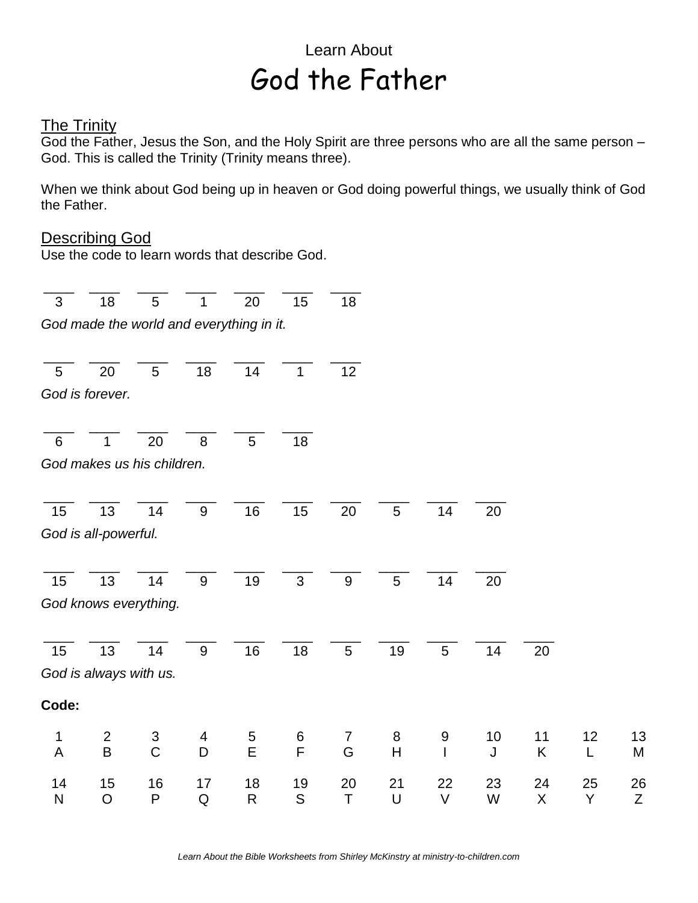Learn About

# God the Father

## The Trinity

God the Father, Jesus the Son, and the Holy Spirit are three persons who are all the same person – God. This is called the Trinity (Trinity means three).

When we think about God being up in heaven or God doing powerful things, we usually think of God the Father.

## Describing God

Use the code to learn words that describe God.

| ___ | ___ | ___ | ___ | ___ | ___ | ___ |
|---|---|---|---|---|---|---|
| 3 | 18 | 5 | 1 | 20 | 15 | 18 |

*God made the world and everything in it.*

| ___ | ___ | ___ | ___ | ___ | ___ | ___ |
|---|---|---|---|---|---|---|
| 5 | 20 | 5 | 18 | 14 | 1 | 12 |

*God is forever.*

| ___ | ___ | ___ | ___ | ___ | ___ |
|---|---|---|---|---|---|
| 6 | 1 | 20 | 8 | 5 | 18 |

*God makes us his children.*

| ___ | ___ | ___ | ___ | ___ | ___ | ___ | ___ | ___ | ___ |
|---|---|---|---|---|---|---|---|---|---|
| 15 | 13 | 14 | 9 | 16 | 15 | 20 | 5 | 14 | 20 |

*God is all-powerful.*

| ___ | ___ | ___ | ___ | ___ | ___ | ___ | ___ | ___ | ___ |
|---|---|---|---|---|---|---|---|---|---|
| 15 | 13 | 14 | 9 | 19 | 3 | 9 | 5 | 14 | 20 |

*God knows everything.*

| ___ | ___ | ___ | ___ | ___ | ___ | ___ | ___ | ___ | ___ | ___ |
|---|---|---|---|---|---|---|---|---|---|---|
| 15 | 13 | 14 | 9 | 16 | 18 | 5 | 19 | 5 | 14 | 20 |

*God is always with us.*

**Code:**

| 1 | 2 | 3 | 4 | 5 | 6 | 7 | 8 | 9 | 10 | 11 | 12 | 13 |
|---|---|---|---|---|---|---|---|---|---|---|---|---|
| A | B | C | D | E | F | G | H | I | J | K | L | M |

| 14 | 15 | 16 | 17 | 18 | 19 | 20 | 21 | 22 | 23 | 24 | 25 | 26 |
|---|---|---|---|---|---|---|---|---|---|---|---|---|
| N | O | P | Q | R | S | T | U | V | W | X | Y | Z |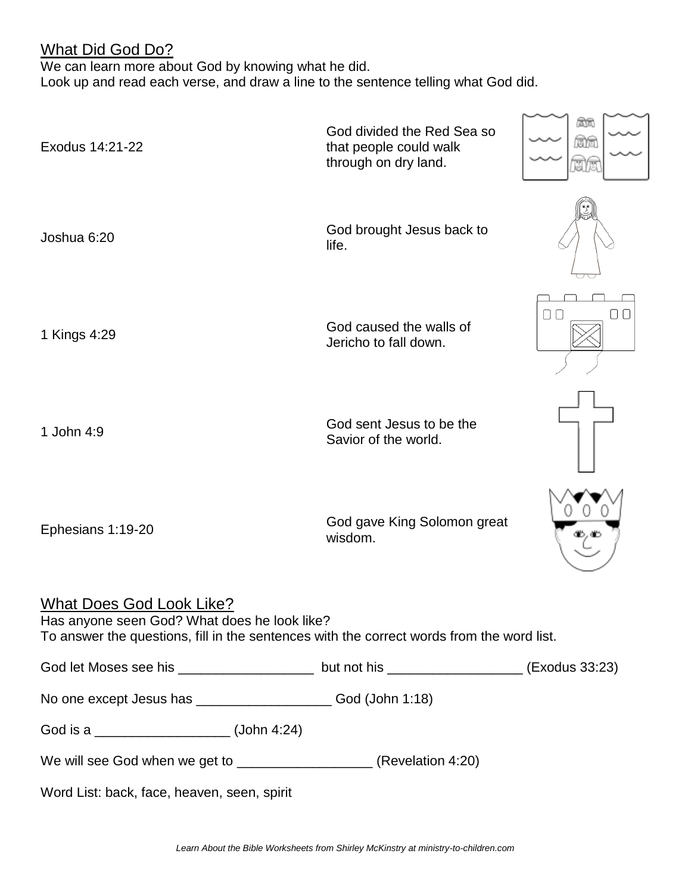## What Did God Do?

We can learn more about God by knowing what he did.
Look up and read each verse, and draw a line to the sentence telling what God did.

| | |
|---|---|
| Exodus 14:21-22 | God divided the Red Sea so that people could walk through on dry land. |
| Joshua 6:20 | God brought Jesus back to life. |
| 1 Kings 4:29 | God caused the walls of Jericho to fall down. |
| 1 John 4:9 | God sent Jesus to be the Savior of the world. |
| Ephesians 1:19-20 | God gave King Solomon great wisdom. |

## What Does God Look Like?

Has anyone seen God? What does he look like?
To answer the questions, fill in the sentences with the correct words from the word list.

God let Moses see his __________________ but not his __________________ (Exodus 33:23)

No one except Jesus has __________________ God (John 1:18)

God is a __________________ (John 4:24)

We will see God when we get to __________________ (Revelation 4:20)

Word List: back, face, heaven, seen, spirit

*Learn About the Bible Worksheets from Shirley McKinstry at ministry-to-children.com*